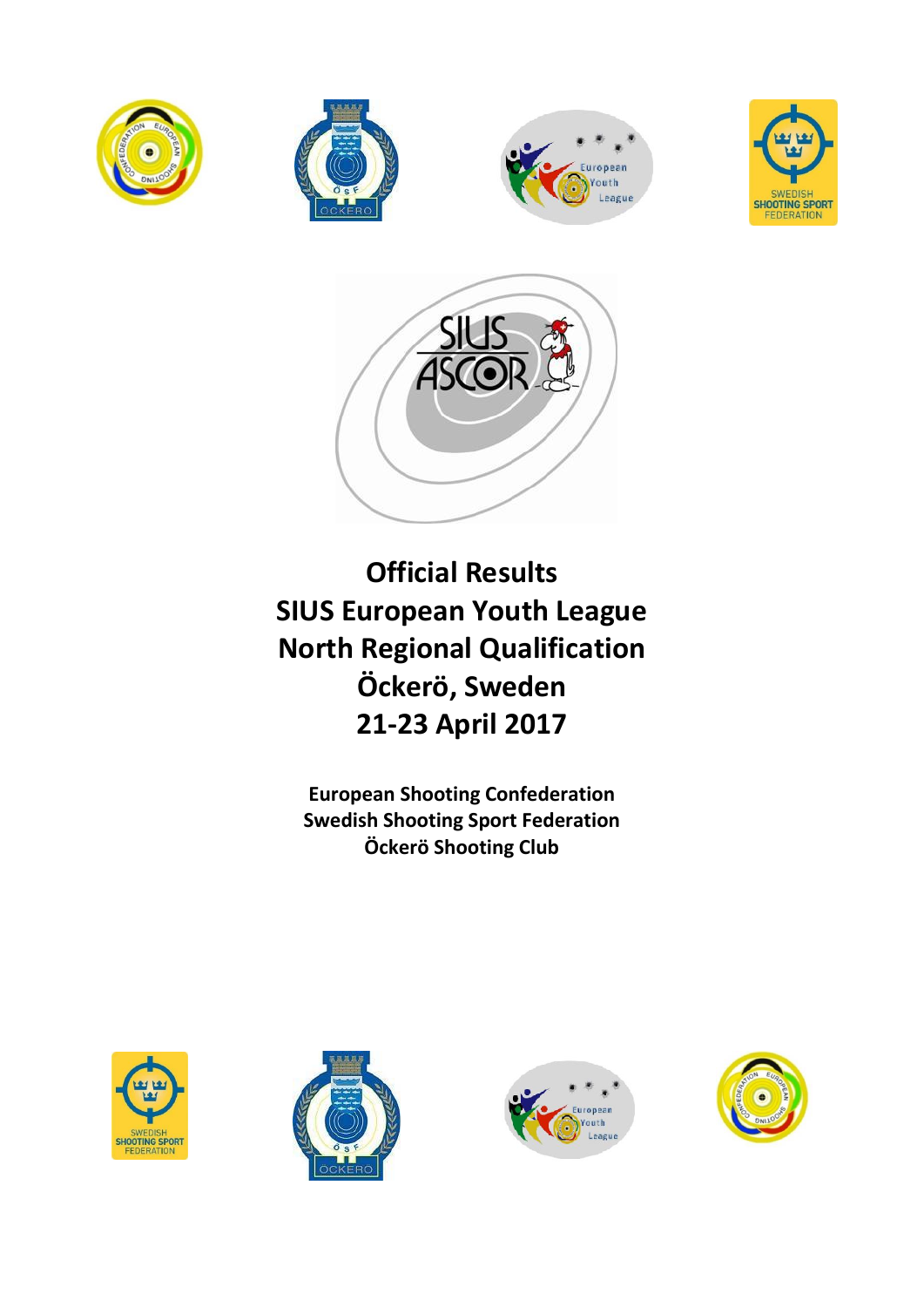# Official Results
# SIUS European Youth League
# North Regional Qualification
# Öckerö, Sweden
# 21-23 April 2017

**European Shooting Confederation**
**Swedish Shooting Sport Federation**
**Öckerö Shooting Club**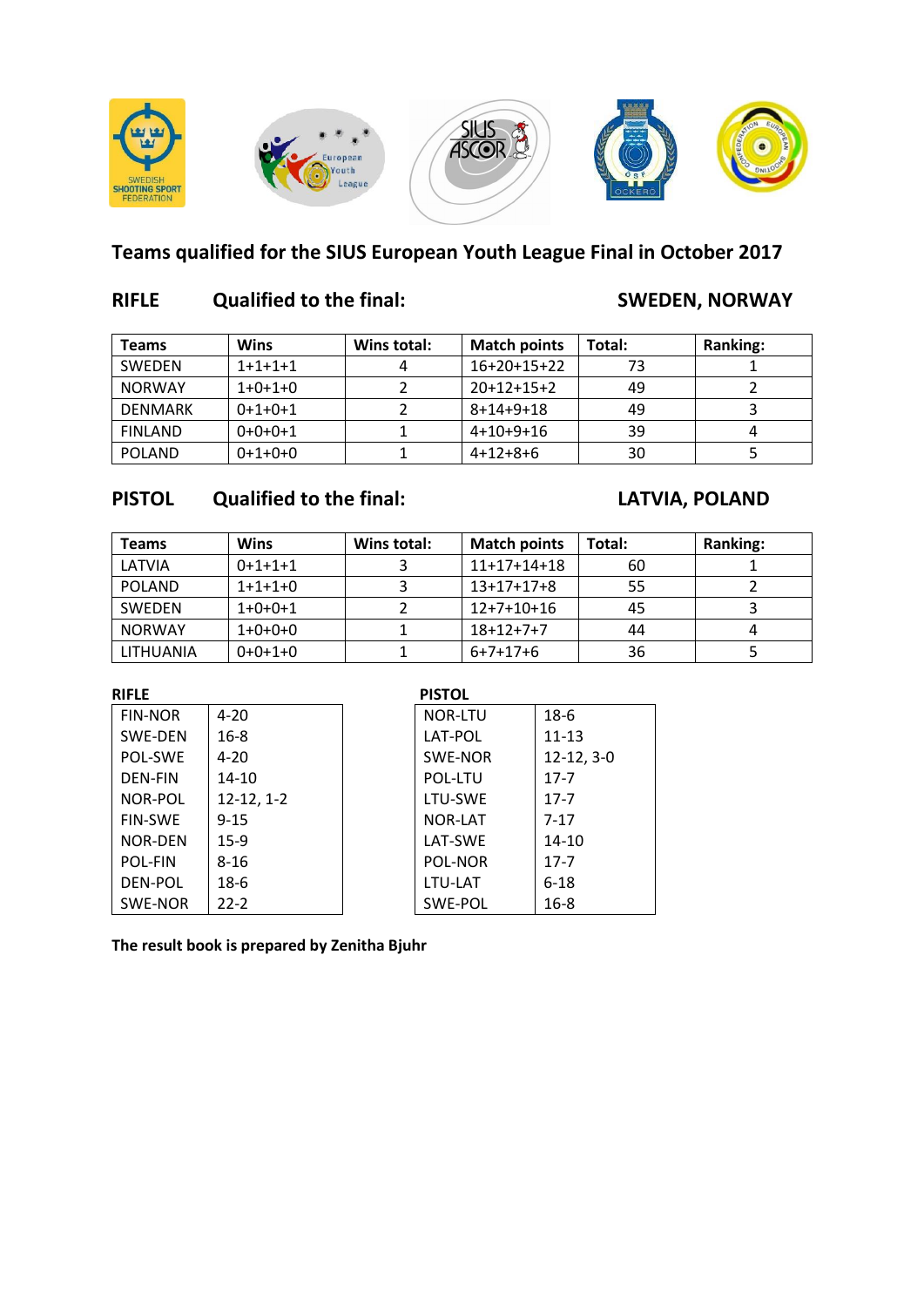# Teams qualified for the SIUS European Youth League Final in October 2017

## RIFLE Qualified to the final: SWEDEN, NORWAY

| Teams | Wins | Wins total: | Match points | Total: | Ranking: |
|---|---|---|---|---|---|
| SWEDEN | 1+1+1+1 | 4 | 16+20+15+22 | 73 | 1 |
| NORWAY | 1+0+1+0 | 2 | 20+12+15+2 | 49 | 2 |
| DENMARK | 0+1+0+1 | 2 | 8+14+9+18 | 49 | 3 |
| FINLAND | 0+0+0+1 | 1 | 4+10+9+16 | 39 | 4 |
| POLAND | 0+1+0+0 | 1 | 4+12+8+6 | 30 | 5 |

## PISTOL Qualified to the final: LATVIA, POLAND

| Teams | Wins | Wins total: | Match points | Total: | Ranking: |
|---|---|---|---|---|---|
| LATVIA | 0+1+1+1 | 3 | 11+17+14+18 | 60 | 1 |
| POLAND | 1+1+1+0 | 3 | 13+17+17+8 | 55 | 2 |
| SWEDEN | 1+0+0+1 | 2 | 12+7+10+16 | 45 | 3 |
| NORWAY | 1+0+0+0 | 1 | 18+12+7+7 | 44 | 4 |
| LITHUANIA | 0+0+1+0 | 1 | 6+7+17+6 | 36 | 5 |

**RIFLE**

| | |
|---|---|
| FIN-NOR | 4-20 |
| SWE-DEN | 16-8 |
| POL-SWE | 4-20 |
| DEN-FIN | 14-10 |
| NOR-POL | 12-12, 1-2 |
| FIN-SWE | 9-15 |
| NOR-DEN | 15-9 |
| POL-FIN | 8-16 |
| DEN-POL | 18-6 |
| SWE-NOR | 22-2 |

**PISTOL**

| | |
|---|---|
| NOR-LTU | 18-6 |
| LAT-POL | 11-13 |
| SWE-NOR | 12-12, 3-0 |
| POL-LTU | 17-7 |
| LTU-SWE | 17-7 |
| NOR-LAT | 7-17 |
| LAT-SWE | 14-10 |
| POL-NOR | 17-7 |
| LTU-LAT | 6-18 |
| SWE-POL | 16-8 |

**The result book is prepared by Zenitha Bjuhr**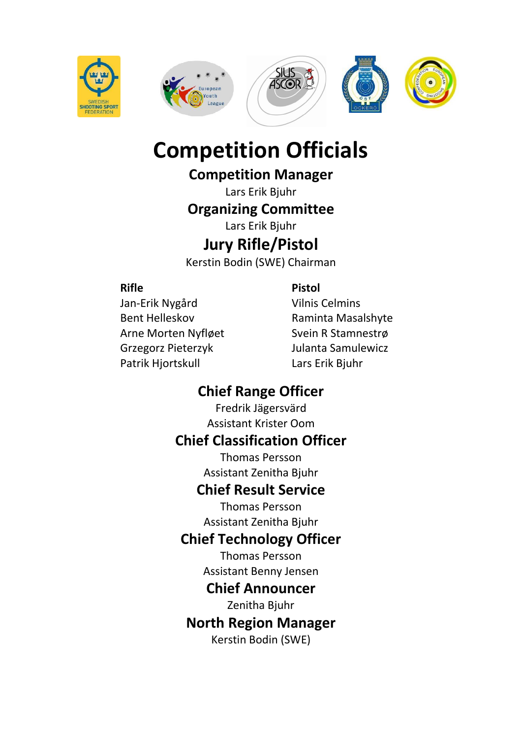# Competition Officials

## Competition Manager

Lars Erik Bjuhr

## Organizing Committee

Lars Erik Bjuhr

## Jury Rifle/Pistol

Kerstin Bodin (SWE) Chairman

**Rifle**

Jan-Erik Nygård
Bent Helleskov
Arne Morten Nyfløet
Grzegorz Pieterzyk
Patrik Hjortskull

**Pistol**

Vilnis Celmins
Raminta Masalshyte
Svein R Stamnestrø
Julanta Samulewicz
Lars Erik Bjuhr

## Chief Range Officer

Fredrik Jägersvärd
Assistant Krister Oom

## Chief Classification Officer

Thomas Persson
Assistant Zenitha Bjuhr

## Chief Result Service

Thomas Persson
Assistant Zenitha Bjuhr

## Chief Technology Officer

Thomas Persson
Assistant Benny Jensen

## Chief Announcer

Zenitha Bjuhr

## North Region Manager

Kerstin Bodin (SWE)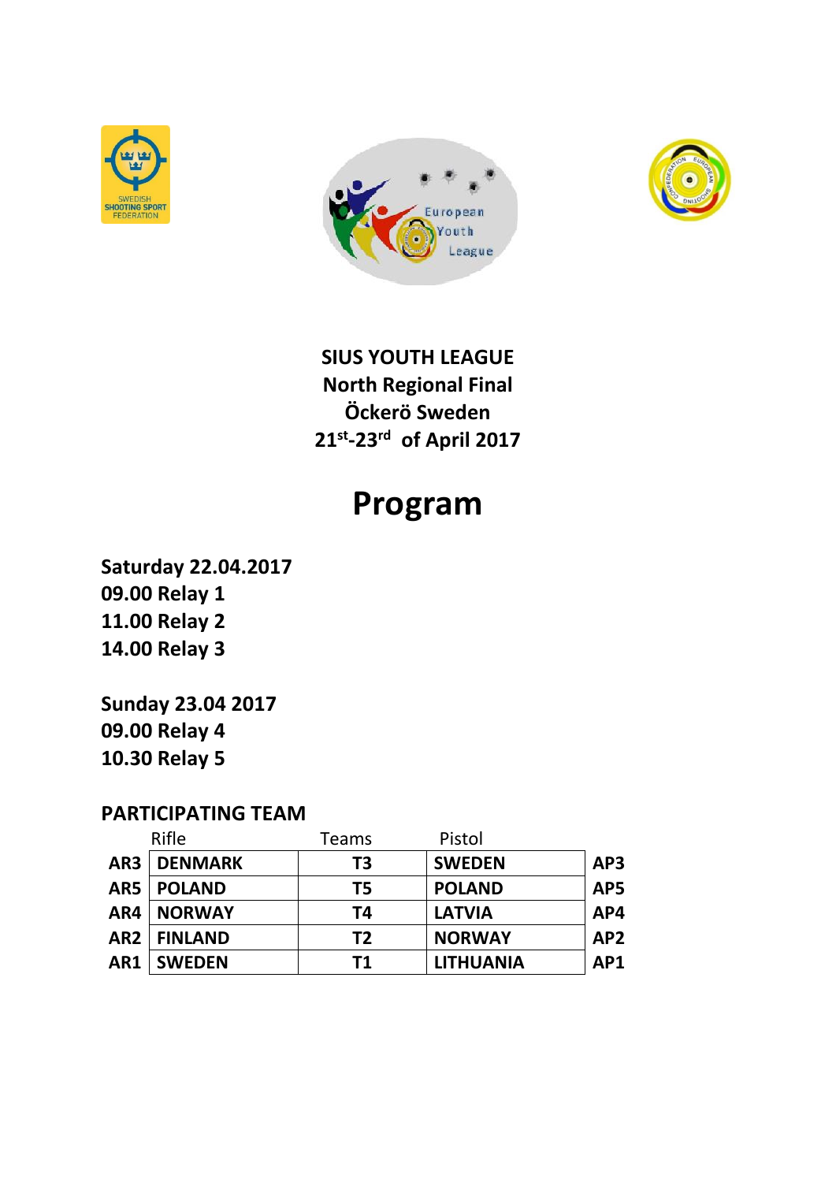**SIUS YOUTH LEAGUE**
**North Regional Final**
**Öckerö Sweden**
**21st-23rd of April 2017**

# Program

**Saturday 22.04.2017**
**09.00 Relay 1**
**11.00 Relay 2**
**14.00 Relay 3**

**Sunday 23.04 2017**
**09.00 Relay 4**
**10.30 Relay 5**

## PARTICIPATING TEAM

| | Rifle | Teams | Pistol | |
|---|---|---|---|---|
| **AR3** | **DENMARK** | **T3** | **SWEDEN** | **AP3** |
| **AR5** | **POLAND** | **T5** | **POLAND** | **AP5** |
| **AR4** | **NORWAY** | **T4** | **LATVIA** | **AP4** |
| **AR2** | **FINLAND** | **T2** | **NORWAY** | **AP2** |
| **AR1** | **SWEDEN** | **T1** | **LITHUANIA** | **AP1** |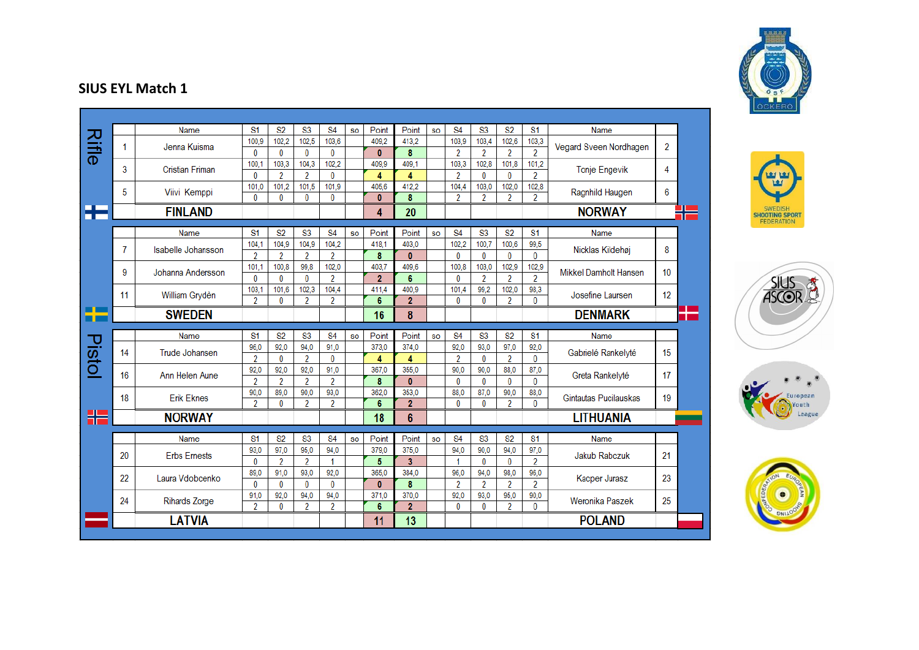# SIUS EYL Match 1

## Rifle

| # | Name | S1 | S2 | S3 | S4 | so | Point | Point | so | S4 | S3 | S2 | S1 | Name | # |
|---|---|---|---|---|---|---|---|---|---|---|---|---|---|---|---|
| 1 | Jenna Kuisma | 100,9 | 102,2 | 102,5 | 103,6 | | 409,2 | 413,2 | | 103,9 | 103,4 | 102,6 | 103,3 | Vegard Sveen Nordhagen | 2 |
| | | 0 | 0 | 0 | 0 | | 0 | 8 | | 2 | 2 | 2 | 2 | | |
| 3 | Cristian Friman | 100,1 | 103,3 | 104,3 | 102,2 | | 409,9 | 409,1 | | 103,3 | 102,8 | 101,8 | 101,2 | Tonje Engevik | 4 |
| | | 0 | 2 | 2 | 0 | | 4 | 4 | | 2 | 0 | 0 | 2 | | |
| 5 | Viivi Kemppi | 101,0 | 101,2 | 101,5 | 101,9 | | 405,6 | 412,2 | | 104,4 | 103,0 | 102,0 | 102,8 | Ragnhild Haugen | 6 |
| | | 0 | 0 | 0 | 0 | | 0 | 8 | | 2 | 2 | 2 | 2 | | |
| | **FINLAND** | | | | | | **4** | **20** | | | | | | **NORWAY** | |

| # | Name | S1 | S2 | S3 | S4 | so | Point | Point | so | S4 | S3 | S2 | S1 | Name | # |
|---|---|---|---|---|---|---|---|---|---|---|---|---|---|---|---|
| 7 | Isabelle Johansson | 104,1 | 104,9 | 104,9 | 104,2 | | 418,1 | 403,0 | | 102,2 | 100,7 | 100,6 | 99,5 | Nicklas Kildehøj | 8 |
| | | 2 | 2 | 2 | 2 | | 8 | 0 | | 0 | 0 | 0 | 0 | | |
| 9 | Johanna Andersson | 101,1 | 100,8 | 99,8 | 102,0 | | 403,7 | 409,6 | | 100,8 | 103,0 | 102,9 | 102,9 | Mikkel Damholt Hansen | 10 |
| | | 0 | 0 | 0 | 2 | | 2 | 6 | | 0 | 2 | 2 | 2 | | |
| 11 | William Grydèn | 103,1 | 101,6 | 102,3 | 104,4 | | 411,4 | 400,9 | | 101,4 | 99,2 | 102,0 | 98,3 | Josefine Laursen | 12 |
| | | 2 | 0 | 2 | 2 | | 6 | 2 | | 0 | 0 | 2 | 0 | | |
| | **SWEDEN** | | | | | | **16** | **8** | | | | | | **DENMARK** | |

## Pistol

| # | Name | S1 | S2 | S3 | S4 | so | Point | Point | so | S4 | S3 | S2 | S1 | Name | # |
|---|---|---|---|---|---|---|---|---|---|---|---|---|---|---|---|
| 14 | Trude Johansen | 96,0 | 92,0 | 94,0 | 91,0 | | 373,0 | 374,0 | | 92,0 | 93,0 | 97,0 | 92,0 | Gabrielė Rankelytė | 15 |
| | | 2 | 0 | 2 | 0 | | 4 | 4 | | 2 | 0 | 2 | 0 | | |
| 16 | Ann Helen Aune | 92,0 | 92,0 | 92,0 | 91,0 | | 367,0 | 355,0 | | 90,0 | 90,0 | 88,0 | 87,0 | Greta Rankelytė | 17 |
| | | 2 | 2 | 2 | 2 | | 8 | 0 | | 0 | 0 | 0 | 0 | | |
| 18 | Erik Eknes | 90,0 | 89,0 | 90,0 | 93,0 | | 362,0 | 353,0 | | 88,0 | 87,0 | 90,0 | 88,0 | Gintautas Pucilauskas | 19 |
| | | 2 | 0 | 2 | 2 | | 6 | 2 | | 0 | 0 | 2 | 0 | | |
| | **NORWAY** | | | | | | **18** | **6** | | | | | | **LITHUANIA** | |

| # | Name | S1 | S2 | S3 | S4 | so | Point | Point | so | S4 | S3 | S2 | S1 | Name | # |
|---|---|---|---|---|---|---|---|---|---|---|---|---|---|---|---|
| 20 | Erbs Ernests | 93,0 | 97,0 | 95,0 | 94,0 | | 379,0 | 375,0 | | 94,0 | 90,0 | 94,0 | 97,0 | Jakub Rabczuk | 21 |
| | | 0 | 2 | 2 | 1 | | 5 | 3 | | 1 | 0 | 0 | 2 | | |
| 22 | Laura Vdobcenko | 89,0 | 91,0 | 93,0 | 92,0 | | 365,0 | 384,0 | | 96,0 | 94,0 | 98,0 | 96,0 | Kacper Jurasz | 23 |
| | | 0 | 0 | 0 | 0 | | 0 | 8 | | 2 | 2 | 2 | 2 | | |
| 24 | Rihards Zorge | 91,0 | 92,0 | 94,0 | 94,0 | | 371,0 | 370,0 | | 92,0 | 93,0 | 95,0 | 90,0 | Weronika Paszek | 25 |
| | | 2 | 0 | 2 | 2 | | 6 | 2 | | 0 | 0 | 2 | 0 | | |
| | **LATVIA** | | | | | | **11** | **13** | | | | | | **POLAND** | |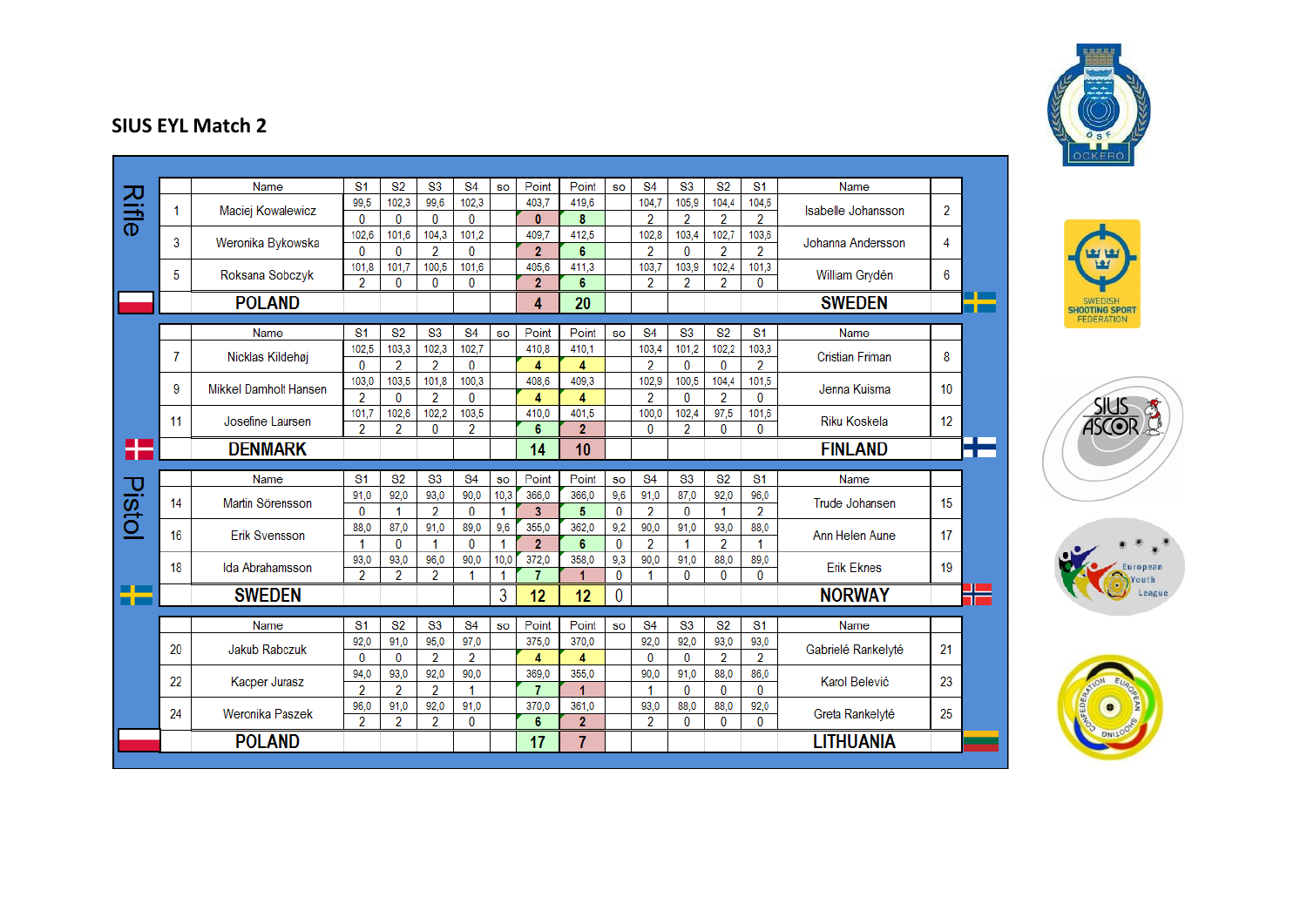# SIUS EYL Match 2

## Rifle

| | Name | S1 | S2 | S3 | S4 | so | Point | Point | so | S4 | S3 | S2 | S1 | Name | |
|---|---|---|---|---|---|---|---|---|---|---|---|---|---|---|---|
| 1 | Maciej Kowalewicz | 99,5 | 102,3 | 99,6 | 102,3 | | 403,7 | 419,6 | | 104,7 | 105,9 | 104,4 | 104,6 | Isabelle Johansson | 2 |
| | | 0 | 0 | 0 | 0 | | 0 | 8 | | 2 | 2 | 2 | 2 | | |
| 3 | Weronika Bykowska | 102,6 | 101,6 | 104,3 | 101,2 | | 409,7 | 412,5 | | 102,8 | 103,4 | 102,7 | 103,6 | Johanna Andersson | 4 |
| | | 0 | 0 | 2 | 0 | | 2 | 6 | | 2 | 0 | 2 | 2 | | |
| 5 | Roksana Sobczyk | 101,8 | 101,7 | 100,5 | 101,6 | | 405,6 | 411,3 | | 103,7 | 103,9 | 102,4 | 101,3 | William Grydèn | 6 |
| | | 2 | 0 | 0 | 0 | | 2 | 6 | | 2 | 2 | 2 | 0 | | |
| | POLAND | | | | | | 4 | 20 | | | | | | SWEDEN | |

| | Name | S1 | S2 | S3 | S4 | so | Point | Point | so | S4 | S3 | S2 | S1 | Name | |
|---|---|---|---|---|---|---|---|---|---|---|---|---|---|---|---|
| 7 | Nicklas Kildehøj | 102,5 | 103,3 | 102,3 | 102,7 | | 410,8 | 410,1 | | 103,4 | 101,2 | 102,2 | 103,3 | Cristian Friman | 8 |
| | | 0 | 2 | 2 | 0 | | 4 | 4 | | 2 | 0 | 0 | 2 | | |
| 9 | Mikkel Damholt Hansen | 103,0 | 103,5 | 101,8 | 100,3 | | 408,6 | 409,3 | | 102,9 | 100,5 | 104,4 | 101,5 | Jenna Kuisma | 10 |
| | | 2 | 0 | 2 | 0 | | 4 | 4 | | 2 | 0 | 2 | 0 | | |
| 11 | Josefine Laursen | 101,7 | 102,6 | 102,2 | 103,5 | | 410,0 | 401,5 | | 100,0 | 102,4 | 97,5 | 101,6 | Riku Koskela | 12 |
| | | 2 | 2 | 0 | 2 | | 6 | 2 | | 0 | 2 | 0 | 0 | | |
| | DENMARK | | | | | | 14 | 10 | | | | | | FINLAND | |

## Pistol

| | Name | S1 | S2 | S3 | S4 | so | Point | Point | so | S4 | S3 | S2 | S1 | Name | |
|---|---|---|---|---|---|---|---|---|---|---|---|---|---|---|---|
| 14 | Martin Sörensson | 91,0 | 92,0 | 93,0 | 90,0 | 10,3 | 366,0 | 366,0 | 9,6 | 91,0 | 87,0 | 92,0 | 96,0 | Trude Johansen | 15 |
| | | 0 | 1 | 2 | 0 | 1 | 3 | 5 | 0 | 2 | 0 | 1 | 2 | | |
| 16 | Erik Svensson | 88,0 | 87,0 | 91,0 | 89,0 | 9,6 | 355,0 | 362,0 | 9,2 | 90,0 | 91,0 | 93,0 | 88,0 | Ann Helen Aune | 17 |
| | | 1 | 0 | 1 | 0 | 1 | 2 | 6 | 0 | 2 | 1 | 2 | 1 | | |
| 18 | Ida Abrahamsson | 93,0 | 93,0 | 96,0 | 90,0 | 10,0 | 372,0 | 358,0 | 9,3 | 90,0 | 91,0 | 88,0 | 89,0 | Erik Eknes | 19 |
| | | 2 | 2 | 2 | 1 | 1 | 7 | 1 | 0 | 1 | 0 | 0 | 0 | | |
| | SWEDEN | | | | | 3 | 12 | 12 | 0 | | | | | NORWAY | |

| | Name | S1 | S2 | S3 | S4 | so | Point | Point | so | S4 | S3 | S2 | S1 | Name | |
|---|---|---|---|---|---|---|---|---|---|---|---|---|---|---|---|
| 20 | Jakub Rabczuk | 92,0 | 91,0 | 95,0 | 97,0 | | 375,0 | 370,0 | | 92,0 | 92,0 | 93,0 | 93,0 | Gabrielė Rankelytė | 21 |
| | | 0 | 0 | 2 | 2 | | 4 | 4 | | 0 | 0 | 2 | 2 | | |
| 22 | Kacper Jurasz | 94,0 | 93,0 | 92,0 | 90,0 | | 369,0 | 355,0 | | 90,0 | 91,0 | 88,0 | 86,0 | Karol Belević | 23 |
| | | 2 | 2 | 2 | 1 | | 7 | 1 | | 1 | 0 | 0 | 0 | | |
| 24 | Weronika Paszek | 96,0 | 91,0 | 92,0 | 91,0 | | 370,0 | 361,0 | | 93,0 | 88,0 | 88,0 | 92,0 | Greta Rankelytė | 25 |
| | | 2 | 2 | 2 | 0 | | 6 | 2 | | 2 | 0 | 0 | 0 | | |
| | POLAND | | | | | | 17 | 7 | | | | | | LITHUANIA | |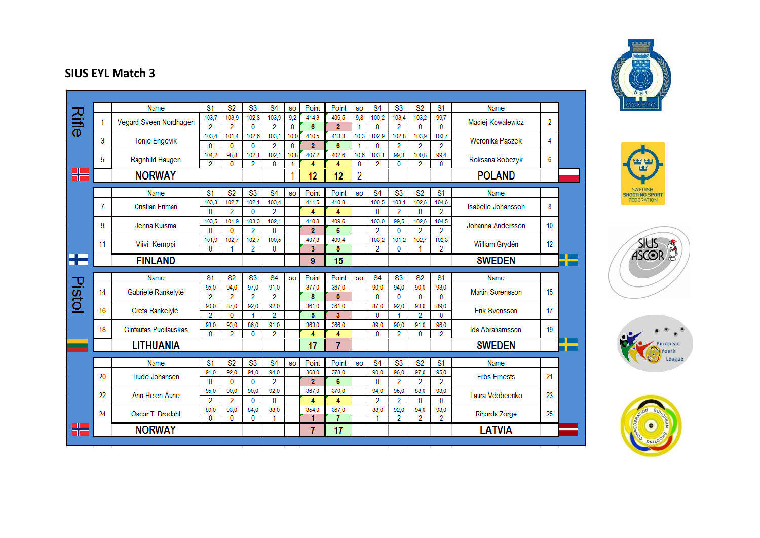# SIUS EYL Match 3

## Rifle

| # | Name | S1 | S2 | S3 | S4 | so | Point | Point | so | S4 | S3 | S2 | S1 | Name | # |
|---|---|---|---|---|---|---|---|---|---|---|---|---|---|---|---|
| 1 | Vegard Sveen Nordhagen | 103,7 | 103,9 | 102,8 | 103,9 | 9,2 | 414,3 | 406,5 | 9,8 | 100,2 | 103,4 | 103,2 | 99,7 | Maciej Kowalewicz | 2 |
| | | 2 | 2 | 0 | 2 | 0 | 6 | 2 | 1 | 0 | 2 | 0 | 0 | | |
| 3 | Tonje Engevik | 103,4 | 101,4 | 102,6 | 103,1 | 10,0 | 410,5 | 413,3 | 10,3 | 102,9 | 102,8 | 103,9 | 103,7 | Weronika Paszek | 4 |
| | | 0 | 0 | 0 | 2 | 0 | 2 | 6 | 1 | 0 | 2 | 2 | 2 | | |
| 5 | Ragnhild Haugen | 104,2 | 98,8 | 102,1 | 102,1 | 10,8 | 407,2 | 402,6 | 10,6 | 103,1 | 99,3 | 100,3 | 99,4 | Roksana Sobczyk | 6 |
| | | 2 | 0 | 2 | 0 | 1 | 4 | 4 | 0 | 2 | 0 | 2 | 0 | | |
| | **NORWAY** | | | | | 1 | **12** | **12** | 2 | | | | | **POLAND** | |

| # | Name | S1 | S2 | S3 | S4 | so | Point | Point | so | S4 | S3 | S2 | S1 | Name | # |
|---|---|---|---|---|---|---|---|---|---|---|---|---|---|---|---|
| 7 | Cristian Friman | 103,3 | 102,7 | 102,1 | 103,4 | | 411,5 | 410,8 | | 100,5 | 103,1 | 102,6 | 104,6 | Isabelle Johansson | 8 |
| | | 0 | 2 | 0 | 2 | | 4 | 4 | | 0 | 2 | 0 | 2 | | |
| 9 | Jenna Kuisma | 103,5 | 101,9 | 103,3 | 102,1 | | 410,8 | 409,6 | | 103,0 | 99,5 | 102,6 | 104,5 | Johanna Andersson | 10 |
| | | 0 | 0 | 2 | 0 | | 2 | 6 | | 2 | 0 | 2 | 2 | | |
| 11 | Viivi Kemppi | 101,9 | 102,7 | 102,7 | 100,5 | | 407,8 | 409,4 | | 103,2 | 101,2 | 102,7 | 102,3 | William Grydèn | 12 |
| | | 0 | 1 | 2 | 0 | | 3 | 5 | | 2 | 0 | 1 | 2 | | |
| | **FINLAND** | | | | | | **9** | **15** | | | | | | **SWEDEN** | |

## Pistol

| # | Name | S1 | S2 | S3 | S4 | so | Point | Point | so | S4 | S3 | S2 | S1 | Name | # |
|---|---|---|---|---|---|---|---|---|---|---|---|---|---|---|---|
| 14 | Gabrielé Rankelyté | 95,0 | 94,0 | 97,0 | 91,0 | | 377,0 | 367,0 | | 90,0 | 94,0 | 90,0 | 93,0 | Martin Sörensson | 15 |
| | | 2 | 2 | 2 | 2 | | 8 | 0 | | 0 | 0 | 0 | 0 | | |
| 16 | Greta Rankelyté | 90,0 | 87,0 | 92,0 | 92,0 | | 361,0 | 361,0 | | 87,0 | 92,0 | 93,0 | 89,0 | Erik Svensson | 17 |
| | | 2 | 0 | 1 | 2 | | 5 | 3 | | 0 | 1 | 2 | 0 | | |
| 18 | Gintautas Pucilauskas | 93,0 | 93,0 | 86,0 | 91,0 | | 363,0 | 366,0 | | 89,0 | 90,0 | 91,0 | 96,0 | Ida Abrahamsson | 19 |
| | | 0 | 2 | 0 | 2 | | 4 | 4 | | 0 | 2 | 0 | 2 | | |
| | **LITHUANIA** | | | | | | **17** | **7** | | | | | | **SWEDEN** | |

| # | Name | S1 | S2 | S3 | S4 | so | Point | Point | so | S4 | S3 | S2 | S1 | Name | # |
|---|---|---|---|---|---|---|---|---|---|---|---|---|---|---|---|
| 20 | Trude Johansen | 91,0 | 92,0 | 91,0 | 94,0 | | 368,0 | 378,0 | | 90,0 | 96,0 | 97,0 | 95,0 | Erbs Ernests | 21 |
| | | 0 | 0 | 0 | 2 | | 2 | 6 | | 0 | 2 | 2 | 2 | | |
| 22 | Ann Helen Aune | 95,0 | 90,0 | 90,0 | 92,0 | | 367,0 | 370,0 | | 94,0 | 95,0 | 88,0 | 93,0 | Laura Vdobcenko | 23 |
| | | 2 | 2 | 0 | 0 | | 4 | 4 | | 2 | 2 | 0 | 0 | | |
| 24 | Oscar T. Brodahl | 89,0 | 93,0 | 84,0 | 88,0 | | 354,0 | 367,0 | | 88,0 | 92,0 | 94,0 | 93,0 | Rihards Zorge | 25 |
| | | 0 | 0 | 0 | 1 | | 1 | 7 | | 1 | 2 | 2 | 2 | | |
| | **NORWAY** | | | | | | **7** | **17** | | | | | | **LATVIA** | |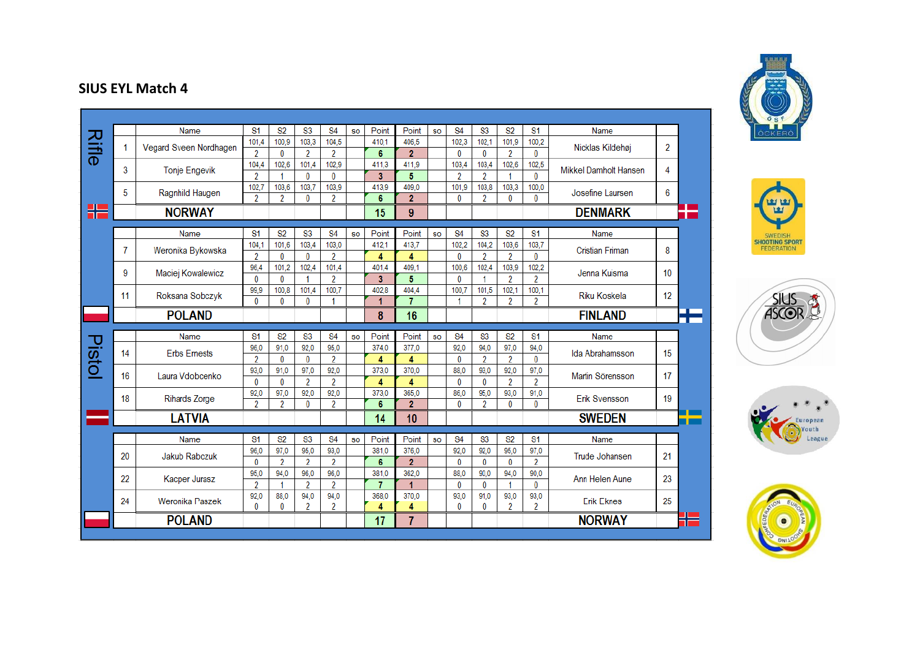## SIUS EYL Match 4

### Rifle

| | Name | S1 | S2 | S3 | S4 | so | Point | Point | so | S4 | S3 | S2 | S1 | Name | |
|---|---|---|---|---|---|---|---|---|---|---|---|---|---|---|---|
| 1 | Vegard Sveen Nordhagen | 101,4 | 100,9 | 103,3 | 104,5 | | 410,1 | 406,5 | | 102,3 | 102,1 | 101,9 | 100,2 | Nicklas Kildehøj | 2 |
| | | 2 | 0 | 2 | 2 | | 6 | 2 | | 0 | 0 | 2 | 0 | | |
| 3 | Tonje Engevik | 104,4 | 102,6 | 101,4 | 102,9 | | 411,3 | 411,9 | | 103,4 | 103,4 | 102,6 | 102,5 | Mikkel Damholt Hansen | 4 |
| | | 2 | 1 | 0 | 0 | | 3 | 5 | | 2 | 2 | 1 | 0 | | |
| 5 | Ragnhild Haugen | 102,7 | 103,6 | 103,7 | 103,9 | | 413,9 | 409,0 | | 101,9 | 103,8 | 103,3 | 100,0 | Josefine Laursen | 6 |
| | | 2 | 2 | 0 | 2 | | 6 | 2 | | 0 | 2 | 0 | 0 | | |
| | **NORWAY** | | | | | | **15** | **9** | | | | | | **DENMARK** | |

| | Name | S1 | S2 | S3 | S4 | so | Point | Point | so | S4 | S3 | S2 | S1 | Name | |
|---|---|---|---|---|---|---|---|---|---|---|---|---|---|---|---|
| 7 | Weronika Bykowska | 104,1 | 101,6 | 103,4 | 103,0 | | 412,1 | 413,7 | | 102,2 | 104,2 | 103,6 | 103,7 | Cristian Friman | 8 |
| | | 2 | 0 | 0 | 2 | | 4 | 4 | | 0 | 2 | 2 | 0 | | |
| 9 | Maciej Kowalewicz | 96,4 | 101,2 | 102,4 | 101,4 | | 401,4 | 409,1 | | 100,6 | 102,4 | 103,9 | 102,2 | Jenna Kuisma | 10 |
| | | 0 | 0 | 1 | 2 | | 3 | 5 | | 0 | 1 | 2 | 2 | | |
| 11 | Roksana Sobczyk | 99,9 | 100,8 | 101,4 | 100,7 | | 402,8 | 404,4 | | 100,7 | 101,5 | 102,1 | 100,1 | Riku Koskela | 12 |
| | | 0 | 0 | 0 | 1 | | 1 | 7 | | 1 | 2 | 2 | 2 | | |
| | **POLAND** | | | | | | **8** | **16** | | | | | | **FINLAND** | |

### Pistol

| | Name | S1 | S2 | S3 | S4 | so | Point | Point | so | S4 | S3 | S2 | S1 | Name | |
|---|---|---|---|---|---|---|---|---|---|---|---|---|---|---|---|
| 14 | Erbs Ernests | 96,0 | 91,0 | 92,0 | 95,0 | | 374,0 | 377,0 | | 92,0 | 94,0 | 97,0 | 94,0 | Ida Abrahamsson | 15 |
| | | 2 | 0 | 0 | 2 | | 4 | 4 | | 0 | 2 | 2 | 0 | | |
| 16 | Laura Vdobcenko | 93,0 | 91,0 | 97,0 | 92,0 | | 373,0 | 370,0 | | 88,0 | 93,0 | 92,0 | 97,0 | Marin Sörensson | 17 |
| | | 0 | 0 | 2 | 2 | | 4 | 4 | | 0 | 0 | 2 | 2 | | |
| 18 | Rihards Zorge | 92,0 | 97,0 | 92,0 | 92,0 | | 373,0 | 365,0 | | 86,0 | 95,0 | 93,0 | 91,0 | Erik Svensson | 19 |
| | | 2 | 2 | 0 | 2 | | 6 | 2 | | 0 | 2 | 0 | 0 | | |
| | **LATVIA** | | | | | | **14** | **10** | | | | | | **SWEDEN** | |

| | Name | S1 | S2 | S3 | S4 | so | Point | Point | so | S4 | S3 | S2 | S1 | Name | |
|---|---|---|---|---|---|---|---|---|---|---|---|---|---|---|---|
| 20 | Jakub Rabczuk | 96,0 | 97,0 | 95,0 | 93,0 | | 381,0 | 376,0 | | 92,0 | 92,0 | 95,0 | 97,0 | Trude Johansen | 21 |
| | | 0 | 2 | 2 | 2 | | 6 | 2 | | 0 | 0 | 0 | 2 | | |
| 22 | Kacper Jurasz | 95,0 | 94,0 | 96,0 | 96,0 | | 381,0 | 362,0 | | 88,0 | 90,0 | 94,0 | 90,0 | Ann Helen Aune | 23 |
| | | 2 | 1 | 2 | 2 | | 7 | 1 | | 0 | 0 | 1 | 0 | | |
| 24 | Weronika Paszek | 92,0 | 88,0 | 94,0 | 94,0 | | 368,0 | 370,0 | | 93,0 | 91,0 | 93,0 | 93,0 | Erik Eknes | 25 |
| | | 0 | 0 | 2 | 2 | | 4 | 4 | | 0 | 0 | 2 | 2 | | |
| | **POLAND** | | | | | | **17** | **7** | | | | | | **NORWAY** | |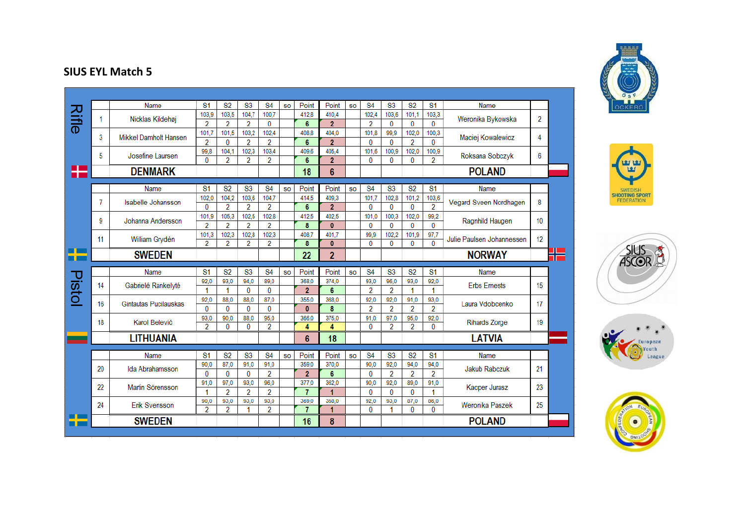# SIUS EYL Match 5

## Rifle

| | Name | S1 | S2 | S3 | S4 | so | Point | Point | so | S4 | S3 | S2 | S1 | Name | |
|---|---|---|---|---|---|---|---|---|---|---|---|---|---|---|---|
| 1 | Nicklas Kildehøj | 103,9 | 103,5 | 104,7 | 100,7 | | 412,8 | 410,4 | | 102,4 | 103,6 | 101,1 | 103,3 | Weronika Bykowska | 2 |
| | | 2 | 2 | 2 | 0 | | 6 | 2 | | 2 | 0 | 0 | 0 | | |
| 3 | Mikkel Damholt Hansen | 101,7 | 101,5 | 103,2 | 102,4 | | 408,8 | 404,0 | | 101,8 | 99,9 | 102,0 | 100,3 | Maciej Kowalewicz | 4 |
| | | 2 | 0 | 2 | 2 | | 6 | 2 | | 0 | 0 | 2 | 0 | | |
| 5 | Josefine Laursen | 99,8 | 104,1 | 102,3 | 103,4 | | 409,6 | 405,4 | | 101,6 | 100,9 | 102,0 | 100,9 | Roksana Sobczyk | 6 |
| | | 0 | 2 | 2 | 2 | | 6 | 2 | | 0 | 0 | 0 | 2 | | |
| | DENMARK | | | | | | 18 | 6 | | | | | | POLAND | |

| | Name | S1 | S2 | S3 | S4 | so | Point | Point | so | S4 | S3 | S2 | S1 | Name | |
|---|---|---|---|---|---|---|---|---|---|---|---|---|---|---|---|
| 7 | Isabelle Johansson | 102,0 | 104,2 | 103,6 | 104,7 | | 414,5 | 409,3 | | 101,7 | 102,8 | 101,2 | 103,6 | Vegard Sveen Nordhagen | 8 |
| | | 0 | 2 | 2 | 2 | | 6 | 2 | | 0 | 0 | 0 | 2 | | |
| 9 | Johanna Andersson | 101,9 | 105,3 | 102,5 | 102,8 | | 412,5 | 402,5 | | 101,0 | 100,3 | 102,0 | 99,2 | Ragnhild Haugen | 10 |
| | | 2 | 2 | 2 | 2 | | 8 | 0 | | 0 | 0 | 0 | 0 | | |
| 11 | William Grydèn | 101,3 | 102,3 | 102,8 | 102,3 | | 408,7 | 401,7 | | 99,9 | 102,2 | 101,9 | 97,7 | Julie Paulsen Johannessen | 12 |
| | | 2 | 2 | 2 | 2 | | 8 | 0 | | 0 | 0 | 0 | 0 | | |
| | SWEDEN | | | | | | 22 | 2 | | | | | | NORWAY | |

## Pistol

| | Name | S1 | S2 | S3 | S4 | so | Point | Point | so | S4 | S3 | S2 | S1 | Name | |
|---|---|---|---|---|---|---|---|---|---|---|---|---|---|---|---|
| 14 | Gabrielė Rankelytė | 92,0 | 93,0 | 94,0 | 89,0 | | 368,0 | 374,0 | | 93,0 | 96,0 | 93,0 | 92,0 | Erbs Ernests | 15 |
| | | 1 | 1 | 0 | 0 | | 2 | 6 | | 2 | 2 | 1 | 1 | | |
| 16 | Gintautas Pucilauskas | 92,0 | 88,0 | 88,0 | 87,0 | | 355,0 | 368,0 | | 92,0 | 92,0 | 91,0 | 93,0 | Laura Vdobcenko | 17 |
| | | 0 | 0 | 0 | 0 | | 0 | 8 | | 2 | 2 | 2 | 2 | | |
| 18 | Karol Belević | 93,0 | 90,0 | 88,0 | 95,0 | | 366,0 | 375,0 | | 91,0 | 97,0 | 95,0 | 92,0 | Rihards Zorge | 19 |
| | | 2 | 0 | 0 | 2 | | 4 | 4 | | 0 | 2 | 2 | 0 | | |
| | LITHUANIA | | | | | | 6 | 18 | | | | | | LATVIA | |

| | Name | S1 | S2 | S3 | S4 | so | Point | Point | so | S4 | S3 | S2 | S1 | Name | |
|---|---|---|---|---|---|---|---|---|---|---|---|---|---|---|---|
| 20 | Ida Abrahamsson | 90,0 | 87,0 | 91,0 | 91,0 | | 359,0 | 370,0 | | 90,0 | 92,0 | 94,0 | 94,0 | Jakub Rabczuk | 21 |
| | | 0 | 0 | 0 | 2 | | 2 | 6 | | 0 | 2 | 2 | 2 | | |
| 22 | Marin Sörensson | 91,0 | 97,0 | 93,0 | 96,0 | | 377,0 | 362,0 | | 90,0 | 92,0 | 89,0 | 91,0 | Kacper Jurasz | 23 |
| | | 1 | 2 | 2 | 2 | | 7 | 1 | | 0 | 0 | 0 | 1 | | |
| 24 | Erik Svensson | 90,0 | 93,0 | 93,0 | 93,0 | | 369,0 | 350,0 | | 92,0 | 93,0 | 87,0 | 86,0 | Weronika Paszek | 25 |
| | | 2 | 2 | 1 | 2 | | 7 | 1 | | 0 | 1 | 0 | 0 | | |
| | SWEDEN | | | | | | 16 | 8 | | | | | | POLAND | |